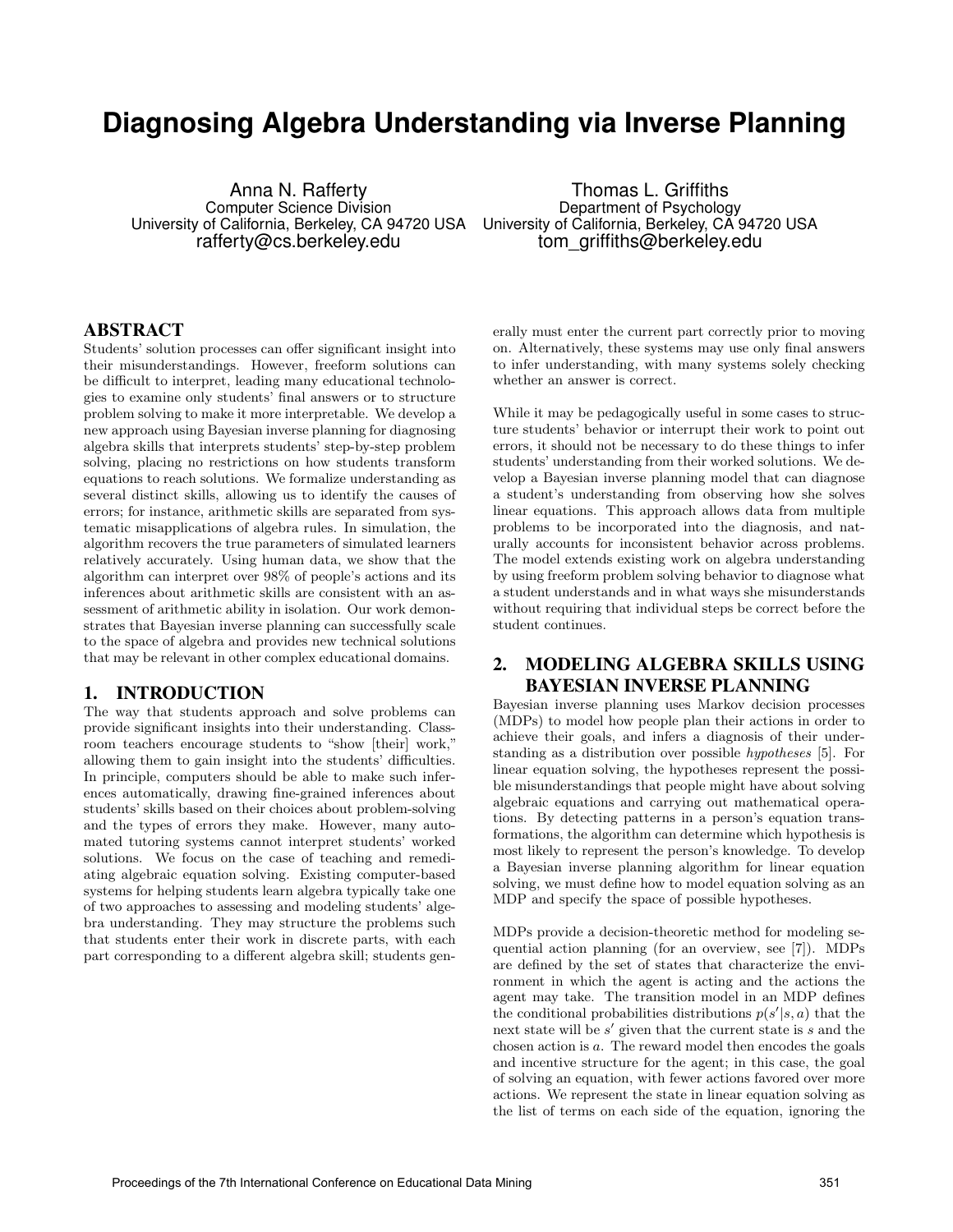# Diagnosing Algebra Understanding via Inverse Planning

Anna N. Rafferty
Computer Science Division
University of California, Berkeley, CA 94720 USA
rafferty@cs.berkeley.edu

Thomas L. Griffiths
Department of Psychology
University of California, Berkeley, CA 94720 USA
tom_griffiths@berkeley.edu

## ABSTRACT

Students' solution processes can offer significant insight into their misunderstandings. However, freeform solutions can be difficult to interpret, leading many educational technologies to examine only students' final answers or to structure problem solving to make it more interpretable. We develop a new approach using Bayesian inverse planning for diagnosing algebra skills that interprets students' step-by-step problem solving, placing no restrictions on how students transform equations to reach solutions. We formalize understanding as several distinct skills, allowing us to identify the causes of errors; for instance, arithmetic skills are separated from systematic misapplications of algebra rules. In simulation, the algorithm recovers the true parameters of simulated learners relatively accurately. Using human data, we show that the algorithm can interpret over 98% of people's actions and its inferences about arithmetic skills are consistent with an assessment of arithmetic ability in isolation. Our work demonstrates that Bayesian inverse planning can successfully scale to the space of algebra and provides new technical solutions that may be relevant in other complex educational domains.

## 1. INTRODUCTION

The way that students approach and solve problems can provide significant insights into their understanding. Classroom teachers encourage students to "show [their] work," allowing them to gain insight into the students' difficulties. In principle, computers should be able to make such inferences automatically, drawing fine-grained inferences about students' skills based on their choices about problem-solving and the types of errors they make. However, many automated tutoring systems cannot interpret students' worked solutions. We focus on the case of teaching and remediating algebraic equation solving. Existing computer-based systems for helping students learn algebra typically take one of two approaches to assessing and modeling students' algebra understanding. They may structure the problems such that students enter their work in discrete parts, with each part corresponding to a different algebra skill; students generally must enter the current part correctly prior to moving on. Alternatively, these systems may use only final answers to infer understanding, with many systems solely checking whether an answer is correct.

While it may be pedagogically useful in some cases to structure students' behavior or interrupt their work to point out errors, it should not be necessary to do these things to infer students' understanding from their worked solutions. We develop a Bayesian inverse planning model that can diagnose a student's understanding from observing how she solves linear equations. This approach allows data from multiple problems to be incorporated into the diagnosis, and naturally accounts for inconsistent behavior across problems. The model extends existing work on algebra understanding by using freeform problem solving behavior to diagnose what a student understands and in what ways she misunderstands without requiring that individual steps be correct before the student continues.

## 2. MODELING ALGEBRA SKILLS USING BAYESIAN INVERSE PLANNING

Bayesian inverse planning uses Markov decision processes (MDPs) to model how people plan their actions in order to achieve their goals, and infers a diagnosis of their understanding as a distribution over possible *hypotheses* [5]. For linear equation solving, the hypotheses represent the possible misunderstandings that people might have about solving algebraic equations and carrying out mathematical operations. By detecting patterns in a person's equation transformations, the algorithm can determine which hypothesis is most likely to represent the person's knowledge. To develop a Bayesian inverse planning algorithm for linear equation solving, we must define how to model equation solving as an MDP and specify the space of possible hypotheses.

MDPs provide a decision-theoretic method for modeling sequential action planning (for an overview, see [7]). MDPs are defined by the set of states that characterize the environment in which the agent is acting and the actions the agent may take. The transition model in an MDP defines the conditional probabilities distributions $p(s'|s, a)$ that the next state will be $s'$ given that the current state is $s$ and the chosen action is $a$. The reward model then encodes the goals and incentive structure for the agent; in this case, the goal of solving an equation, with fewer actions favored over more actions. We represent the state in linear equation solving as the list of terms on each side of the equation, ignoring the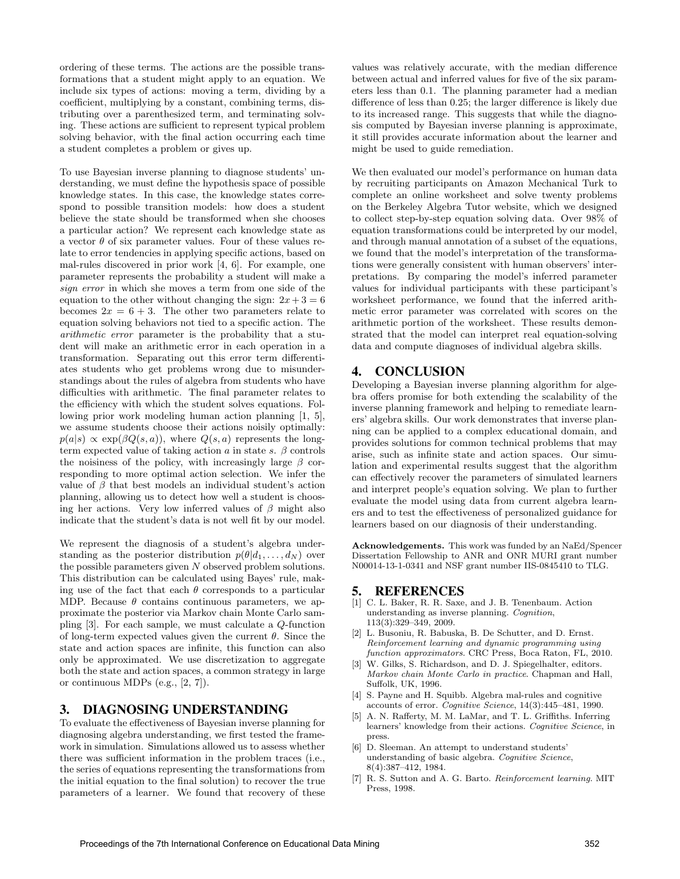ordering of these terms. The actions are the possible transformations that a student might apply to an equation. We include six types of actions: moving a term, dividing by a coefficient, multiplying by a constant, combining terms, distributing over a parenthesized term, and terminating solving. These actions are sufficient to represent typical problem solving behavior, with the final action occurring each time a student completes a problem or gives up.

To use Bayesian inverse planning to diagnose students' understanding, we must define the hypothesis space of possible knowledge states. In this case, the knowledge states correspond to possible transition models: how does a student believe the state should be transformed when she chooses a particular action? We represent each knowledge state as a vector $\theta$ of six parameter values. Four of these values relate to error tendencies in applying specific actions, based on mal-rules discovered in prior work [4, 6]. For example, one parameter represents the probability a student will make a *sign error* in which she moves a term from one side of the equation to the other without changing the sign: $2x + 3 = 6$ becomes $2x = 6 + 3$. The other two parameters relate to equation solving behaviors not tied to a specific action. The *arithmetic error* parameter is the probability that a student will make an arithmetic error in each operation in a transformation. Separating out this error term differentiates students who get problems wrong due to misunderstandings about the rules of algebra from students who have difficulties with arithmetic. The final parameter relates to the efficiency with which the student solves equations. Following prior work modeling human action planning [1, 5], we assume students choose their actions noisily optimally: $p(a|s) \propto \exp(\beta Q(s, a))$, where $Q(s, a)$ represents the long-term expected value of taking action $a$ in state $s$. $\beta$ controls the noisiness of the policy, with increasingly large $\beta$ corresponding to more optimal action selection. We infer the value of $\beta$ that best models an individual student's action planning, allowing us to detect how well a student is choosing her actions. Very low inferred values of $\beta$ might also indicate that the student's data is not well fit by our model.

We represent the diagnosis of a student's algebra understanding as the posterior distribution $p(\theta|d_1, \dots, d_N)$ over the possible parameters given $N$ observed problem solutions. This distribution can be calculated using Bayes' rule, making use of the fact that each $\theta$ corresponds to a particular MDP. Because $\theta$ contains continuous parameters, we approximate the posterior via Markov chain Monte Carlo sampling [3]. For each sample, we must calculate a $Q$-function of long-term expected values given the current $\theta$. Since the state and action spaces are infinite, this function can also only be approximated. We use discretization to aggregate both the state and action spaces, a common strategy in large or continuous MDPs (e.g., [2, 7]).

## 3. DIAGNOSING UNDERSTANDING

To evaluate the effectiveness of Bayesian inverse planning for diagnosing algebra understanding, we first tested the framework in simulation. Simulations allowed us to assess whether there was sufficient information in the problem traces (i.e., the series of equations representing the transformations from the initial equation to the final solution) to recover the true parameters of a learner. We found that recovery of these values was relatively accurate, with the median difference between actual and inferred values for five of the six parameters less than 0.1. The planning parameter had a median difference of less than 0.25; the larger difference is likely due to its increased range. This suggests that while the diagnosis computed by Bayesian inverse planning is approximate, it still provides accurate information about the learner and might be used to guide remediation.

We then evaluated our model's performance on human data by recruiting participants on Amazon Mechanical Turk to complete an online worksheet and solve twenty problems on the Berkeley Algebra Tutor website, which we designed to collect step-by-step equation solving data. Over 98% of equation transformations could be interpreted by our model, and through manual annotation of a subset of the equations, we found that the model's interpretation of the transformations were generally consistent with human observers' interpretations. By comparing the model's inferred parameter values for individual participants with these participant's worksheet performance, we found that the inferred arithmetic error parameter was correlated with scores on the arithmetic portion of the worksheet. These results demonstrated that the model can interpret real equation-solving data and compute diagnoses of individual algebra skills.

## 4. CONCLUSION

Developing a Bayesian inverse planning algorithm for algebra offers promise for both extending the scalability of the inverse planning framework and helping to remediate learners' algebra skills. Our work demonstrates that inverse planning can be applied to a complex educational domain, and provides solutions for common technical problems that may arise, such as infinite state and action spaces. Our simulation and experimental results suggest that the algorithm can effectively recover the parameters of simulated learners and interpret people's equation solving. We plan to further evaluate the model using data from current algebra learners and to test the effectiveness of personalized guidance for learners based on our diagnosis of their understanding.

**Acknowledgements.** This work was funded by an NaEd/Spencer Dissertation Fellowship to ANR and ONR MURI grant number N00014-13-1-0341 and NSF grant number IIS-0845410 to TLG.

## 5. REFERENCES

[1] C. L. Baker, R. R. Saxe, and J. B. Tenenbaum. Action understanding as inverse planning. *Cognition*, 113(3):329–349, 2009.

[2] L. Busoniu, R. Babuska, B. De Schutter, and D. Ernst. *Reinforcement learning and dynamic programming using function approximators*. CRC Press, Boca Raton, FL, 2010.

[3] W. Gilks, S. Richardson, and D. J. Spiegelhalter, editors. *Markov chain Monte Carlo in practice*. Chapman and Hall, Suffolk, UK, 1996.

[4] S. Payne and H. Squibb. Algebra mal-rules and cognitive accounts of error. *Cognitive Science*, 14(3):445–481, 1990.

[5] A. N. Rafferty, M. M. LaMar, and T. L. Griffiths. Inferring learners' knowledge from their actions. *Cognitive Science*, in press.

[6] D. Sleeman. An attempt to understand students' understanding of basic algebra. *Cognitive Science*, 8(4):387–412, 1984.

[7] R. S. Sutton and A. G. Barto. *Reinforcement learning*. MIT Press, 1998.